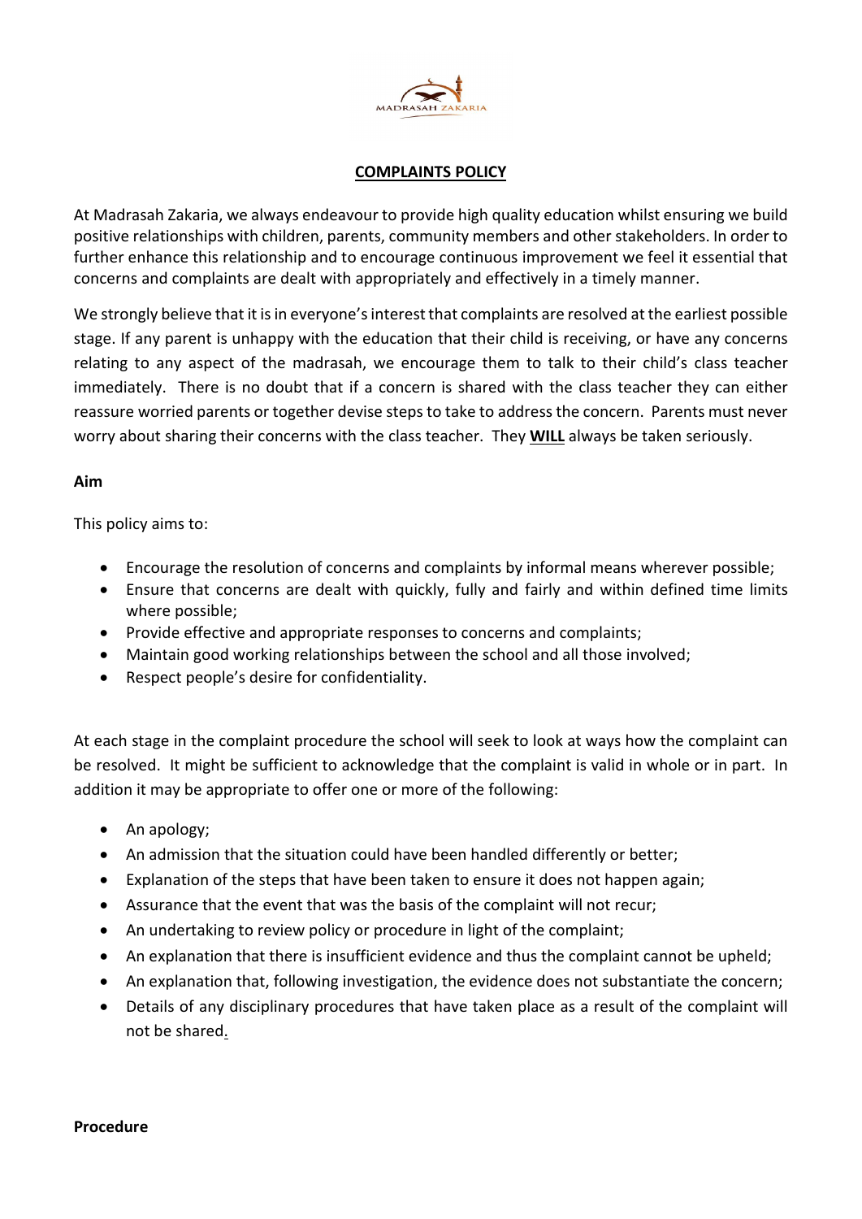## COMPLAINTS POLICY

At Madrasah Zakaria, we always endeavour to provide high quality education whilst ensuring we build positive relationships with children, parents, community members and other stakeholders. In order to further enhance this relationship and to encourage continuous improvement we feel it essential that concerns and complaints are dealt with appropriately and effectively in a timely manner.

We strongly believe that it is in everyone's interest that complaints are resolved at the earliest possible stage. If any parent is unhappy with the education that their child is receiving, or have any concerns relating to any aspect of the madrasah, we encourage them to talk to their child's class teacher immediately. There is no doubt that if a concern is shared with the class teacher they can either reassure worried parents or together devise steps to take to address the concern. Parents must never worry about sharing their concerns with the class teacher. They **WILL** always be taken seriously.

**Aim**

This policy aims to:

- Encourage the resolution of concerns and complaints by informal means wherever possible;
- Ensure that concerns are dealt with quickly, fully and fairly and within defined time limits where possible;
- Provide effective and appropriate responses to concerns and complaints;
- Maintain good working relationships between the school and all those involved;
- Respect people's desire for confidentiality.

At each stage in the complaint procedure the school will seek to look at ways how the complaint can be resolved. It might be sufficient to acknowledge that the complaint is valid in whole or in part. In addition it may be appropriate to offer one or more of the following:

- An apology;
- An admission that the situation could have been handled differently or better;
- Explanation of the steps that have been taken to ensure it does not happen again;
- Assurance that the event that was the basis of the complaint will not recur;
- An undertaking to review policy or procedure in light of the complaint;
- An explanation that there is insufficient evidence and thus the complaint cannot be upheld;
- An explanation that, following investigation, the evidence does not substantiate the concern;
- Details of any disciplinary procedures that have taken place as a result of the complaint will not be shared.

**Procedure**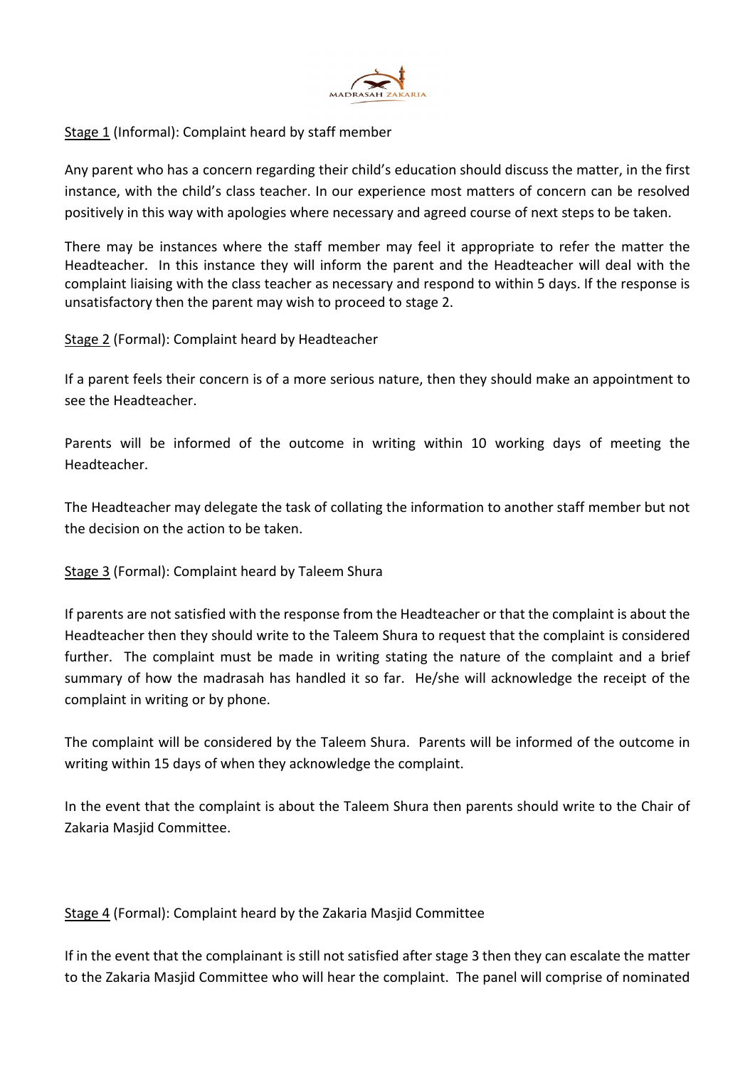Stage 1 (Informal): Complaint heard by staff member

Any parent who has a concern regarding their child's education should discuss the matter, in the first instance, with the child's class teacher. In our experience most matters of concern can be resolved positively in this way with apologies where necessary and agreed course of next steps to be taken.

There may be instances where the staff member may feel it appropriate to refer the matter the Headteacher. In this instance they will inform the parent and the Headteacher will deal with the complaint liaising with the class teacher as necessary and respond to within 5 days. If the response is unsatisfactory then the parent may wish to proceed to stage 2.

Stage 2 (Formal): Complaint heard by Headteacher

If a parent feels their concern is of a more serious nature, then they should make an appointment to see the Headteacher.

Parents will be informed of the outcome in writing within 10 working days of meeting the Headteacher.

The Headteacher may delegate the task of collating the information to another staff member but not the decision on the action to be taken.

Stage 3 (Formal): Complaint heard by Taleem Shura

If parents are not satisfied with the response from the Headteacher or that the complaint is about the Headteacher then they should write to the Taleem Shura to request that the complaint is considered further. The complaint must be made in writing stating the nature of the complaint and a brief summary of how the madrasah has handled it so far. He/she will acknowledge the receipt of the complaint in writing or by phone.

The complaint will be considered by the Taleem Shura. Parents will be informed of the outcome in writing within 15 days of when they acknowledge the complaint.

In the event that the complaint is about the Taleem Shura then parents should write to the Chair of Zakaria Masjid Committee.

Stage 4 (Formal): Complaint heard by the Zakaria Masjid Committee

If in the event that the complainant is still not satisfied after stage 3 then they can escalate the matter to the Zakaria Masjid Committee who will hear the complaint. The panel will comprise of nominated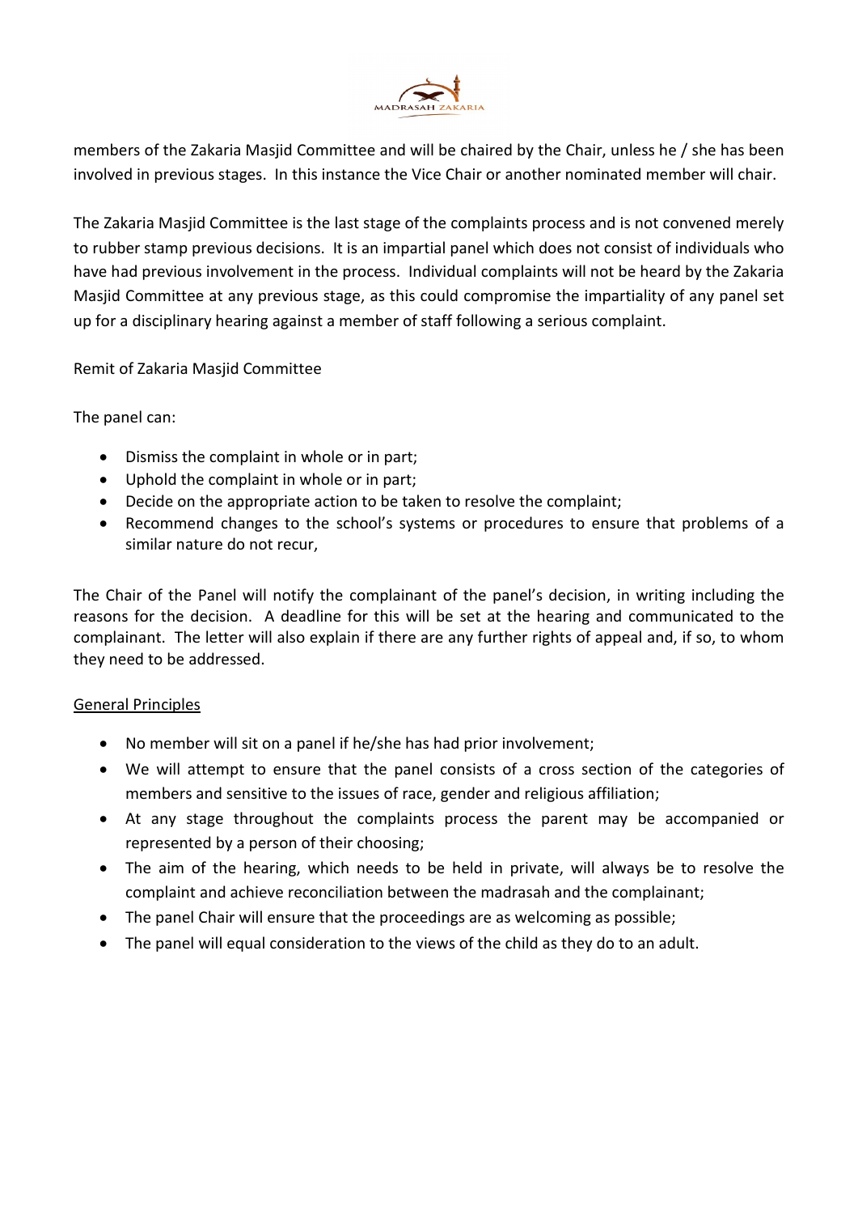members of the Zakaria Masjid Committee and will be chaired by the Chair, unless he / she has been involved in previous stages. In this instance the Vice Chair or another nominated member will chair.

The Zakaria Masjid Committee is the last stage of the complaints process and is not convened merely to rubber stamp previous decisions. It is an impartial panel which does not consist of individuals who have had previous involvement in the process. Individual complaints will not be heard by the Zakaria Masjid Committee at any previous stage, as this could compromise the impartiality of any panel set up for a disciplinary hearing against a member of staff following a serious complaint.

Remit of Zakaria Masjid Committee

The panel can:

- Dismiss the complaint in whole or in part;
- Uphold the complaint in whole or in part;
- Decide on the appropriate action to be taken to resolve the complaint;
- Recommend changes to the school's systems or procedures to ensure that problems of a similar nature do not recur,

The Chair of the Panel will notify the complainant of the panel's decision, in writing including the reasons for the decision. A deadline for this will be set at the hearing and communicated to the complainant. The letter will also explain if there are any further rights of appeal and, if so, to whom they need to be addressed.

<u>General Principles</u>

- No member will sit on a panel if he/she has had prior involvement;
- We will attempt to ensure that the panel consists of a cross section of the categories of members and sensitive to the issues of race, gender and religious affiliation;
- At any stage throughout the complaints process the parent may be accompanied or represented by a person of their choosing;
- The aim of the hearing, which needs to be held in private, will always be to resolve the complaint and achieve reconciliation between the madrasah and the complainant;
- The panel Chair will ensure that the proceedings are as welcoming as possible;
- The panel will equal consideration to the views of the child as they do to an adult.